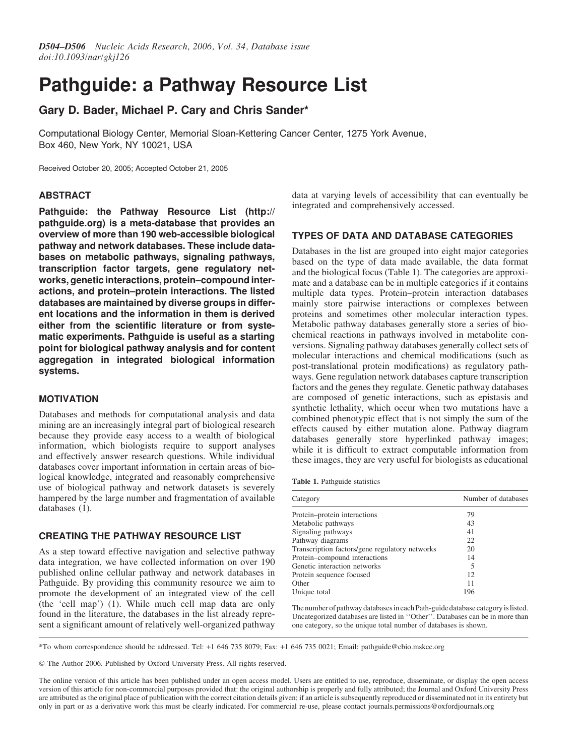# Pathguide: a Pathway Resource List

**Gary D. Bader, Michael P. Cary and Chris Sander***

Computational Biology Center, Memorial Sloan-Kettering Cancer Center, 1275 York Avenue, Box 460, New York, NY 10021, USA

Received October 20, 2005; Accepted October 21, 2005

## ABSTRACT

**Pathguide: the Pathway Resource List (http://pathguide.org) is a meta-database that provides an overview of more than 190 web-accessible biological pathway and network databases. These include databases on metabolic pathways, signaling pathways, transcription factor targets, gene regulatory networks, genetic interactions, protein–compound interactions, and protein–protein interactions. The listed databases are maintained by diverse groups in different locations and the information in them is derived either from the scientific literature or from systematic experiments. Pathguide is useful as a starting point for biological pathway analysis and for content aggregation in integrated biological information systems.**

## MOTIVATION

Databases and methods for computational analysis and data mining are an increasingly integral part of biological research because they provide easy access to a wealth of biological information, which biologists require to support analyses and effectively answer research questions. While individual databases cover important information in certain areas of biological knowledge, integrated and reasonably comprehensive use of biological pathway and network datasets is severely hampered by the large number and fragmentation of available databases (1).

## CREATING THE PATHWAY RESOURCE LIST

As a step toward effective navigation and selective pathway data integration, we have collected information on over 190 published online cellular pathway and network databases in Pathguide. By providing this community resource we aim to promote the development of an integrated view of the cell (the 'cell map') (1). While much cell map data are only found in the literature, the databases in the list already represent a significant amount of relatively well-organized pathway data at varying levels of accessibility that can eventually be integrated and comprehensively accessed.

## TYPES OF DATA AND DATABASE CATEGORIES

Databases in the list are grouped into eight major categories based on the type of data made available, the data format and the biological focus (Table 1). The categories are approximate and a database can be in multiple categories if it contains multiple data types. Protein–protein interaction databases mainly store pairwise interactions or complexes between proteins and sometimes other molecular interaction types. Metabolic pathway databases generally store a series of biochemical reactions in pathways involved in metabolite conversions. Signaling pathway databases generally collect sets of molecular interactions and chemical modifications (such as post-translational protein modifications) as regulatory pathways. Gene regulation network databases capture transcription factors and the genes they regulate. Genetic pathway databases are composed of genetic interactions, such as epistasis and synthetic lethality, which occur when two mutations have a combined phenotypic effect that is not simply the sum of the effects caused by either mutation alone. Pathway diagram databases generally store hyperlinked pathway images; while it is difficult to extract computable information from these images, they are very useful for biologists as educational

**Table 1.** Pathguide statistics

| Category | Number of databases |
|---|---|
| Protein–protein interactions | 79 |
| Metabolic pathways | 43 |
| Signaling pathways | 41 |
| Pathway diagrams | 22 |
| Transcription factors/gene regulatory networks | 20 |
| Protein–compound interactions | 14 |
| Genetic interaction networks | 5 |
| Protein sequence focused | 12 |
| Other | 11 |
| Unique total | 196 |

The number of pathway databases in each Path-guide database category is listed. Uncategorized databases are listed in ''Other''. Databases can be in more than one category, so the unique total number of databases is shown.

*To whom correspondence should be addressed. Tel: +1 646 735 8079; Fax: +1 646 735 0021; Email: pathguide@cbio.mskcc.org

© The Author 2006. Published by Oxford University Press. All rights reserved.

The online version of this article has been published under an open access model. Users are entitled to use, reproduce, disseminate, or display the open access version of this article for non-commercial purposes provided that: the original authorship is properly and fully attributed; the Journal and Oxford University Press are attributed as the original place of publication with the correct citation details given; if an article is subsequently reproduced or disseminated not in its entirety but only in part or as a derivative work this must be clearly indicated. For commercial re-use, please contact journals.permissions@oxfordjournals.org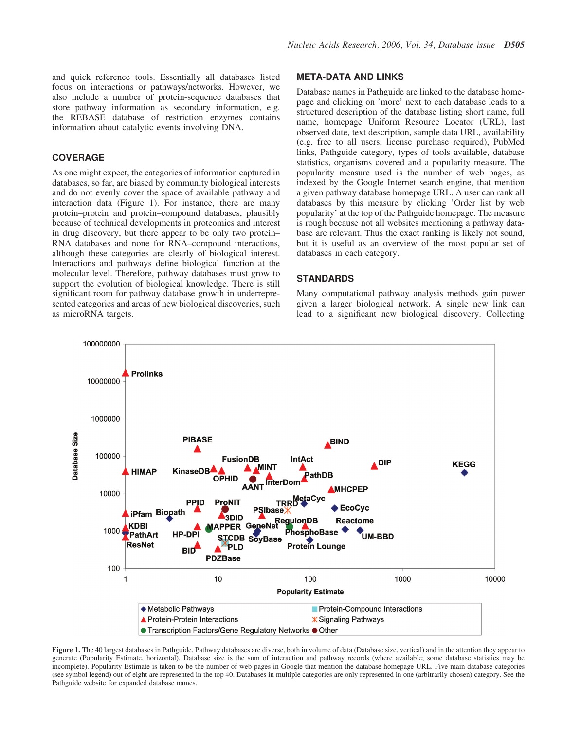and quick reference tools. Essentially all databases listed focus on interactions or pathways/networks. However, we also include a number of protein-sequence databases that store pathway information as secondary information, e.g. the REBASE database of restriction enzymes contains information about catalytic events involving DNA.

## COVERAGE

As one might expect, the categories of information captured in databases, so far, are biased by community biological interests and do not evenly cover the space of available pathway and interaction data (Figure 1). For instance, there are many protein–protein and protein–compound databases, plausibly because of technical developments in proteomics and interest in drug discovery, but there appear to be only two protein–RNA databases and none for RNA–compound interactions, although these categories are clearly of biological interest. Interactions and pathways define biological function at the molecular level. Therefore, pathway databases must grow to support the evolution of biological knowledge. There is still significant room for pathway database growth in underrepresented categories and areas of new biological discoveries, such as microRNA targets.

## META-DATA AND LINKS

Database names in Pathguide are linked to the database homepage and clicking on 'more' next to each database leads to a structured description of the database listing short name, full name, homepage Uniform Resource Locator (URL), last observed date, text description, sample data URL, availability (e.g. free to all users, license purchase required), PubMed links, Pathguide category, types of tools available, database statistics, organisms covered and a popularity measure. The popularity measure used is the number of web pages, as indexed by the Google Internet search engine, that mention a given pathway database homepage URL. A user can rank all databases by this measure by clicking 'Order list by web popularity' at the top of the Pathguide homepage. The measure is rough because not all websites mentioning a pathway database are relevant. Thus the exact ranking is likely not sound, but it is useful as an overview of the most popular set of databases in each category.

## STANDARDS

Many computational pathway analysis methods gain power given a larger biological network. A single new link can lead to a significant new biological discovery. Collecting

**Figure 1.** The 40 largest databases in Pathguide. Pathway databases are diverse, both in volume of data (Database size, vertical) and in the attention they appear to generate (Popularity Estimate, horizontal). Database size is the sum of interaction and pathway records (where available; some database statistics may be incomplete). Popularity Estimate is taken to be the number of web pages in Google that mention the database homepage URL. Five main database categories (see symbol legend) out of eight are represented in the top 40. Databases in multiple categories are only represented in one (arbitrarily chosen) category. See the Pathguide website for expanded database names.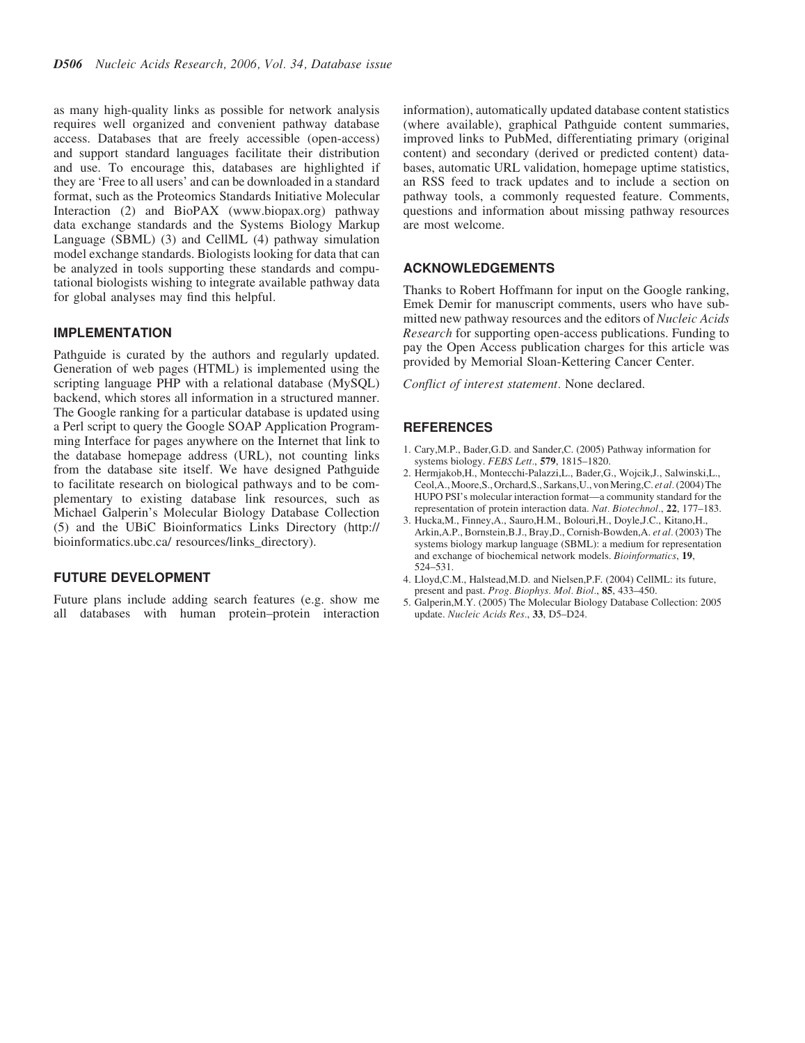as many high-quality links as possible for network analysis requires well organized and convenient pathway database access. Databases that are freely accessible (open-access) and support standard languages facilitate their distribution and use. To encourage this, databases are highlighted if they are 'Free to all users' and can be downloaded in a standard format, such as the Proteomics Standards Initiative Molecular Interaction (2) and BioPAX (www.biopax.org) pathway data exchange standards and the Systems Biology Markup Language (SBML) (3) and CellML (4) pathway simulation model exchange standards. Biologists looking for data that can be analyzed in tools supporting these standards and computational biologists wishing to integrate available pathway data for global analyses may find this helpful.

## IMPLEMENTATION

Pathguide is curated by the authors and regularly updated. Generation of web pages (HTML) is implemented using the scripting language PHP with a relational database (MySQL) backend, which stores all information in a structured manner. The Google ranking for a particular database is updated using a Perl script to query the Google SOAP Application Programming Interface for pages anywhere on the Internet that link to the database homepage address (URL), not counting links from the database site itself. We have designed Pathguide to facilitate research on biological pathways and to be complementary to existing database link resources, such as Michael Galperin's Molecular Biology Database Collection (5) and the UBiC Bioinformatics Links Directory (http://bioinformatics.ubc.ca/ resources/links_directory).

## FUTURE DEVELOPMENT

Future plans include adding search features (e.g. show me all databases with human protein–protein interaction information), automatically updated database content statistics (where available), graphical Pathguide content summaries, improved links to PubMed, differentiating primary (original content) and secondary (derived or predicted content) databases, automatic URL validation, homepage uptime statistics, an RSS feed to track updates and to include a section on pathway tools, a commonly requested feature. Comments, questions and information about missing pathway resources are most welcome.

## ACKNOWLEDGEMENTS

Thanks to Robert Hoffmann for input on the Google ranking, Emek Demir for manuscript comments, users who have submitted new pathway resources and the editors of *Nucleic Acids Research* for supporting open-access publications. Funding to pay the Open Access publication charges for this article was provided by Memorial Sloan-Kettering Cancer Center.

*Conflict of interest statement*. None declared.

## REFERENCES

1. Cary,M.P., Bader,G.D. and Sander,C. (2005) Pathway information for systems biology. *FEBS Lett*., **579**, 1815–1820.
2. Hermjakob,H., Montecchi-Palazzi,L., Bader,G., Wojcik,J., Salwinski,L., Ceol,A., Moore,S., Orchard,S., Sarkans,U., von Mering,C. *et al*. (2004) The HUPO PSI's molecular interaction format—a community standard for the representation of protein interaction data. *Nat. Biotechnol*., **22**, 177–183.
3. Hucka,M., Finney,A., Sauro,H.M., Bolouri,H., Doyle,J.C., Kitano,H., Arkin,A.P., Bornstein,B.J., Bray,D., Cornish-Bowden,A. *et al*. (2003) The systems biology markup language (SBML): a medium for representation and exchange of biochemical network models. *Bioinformatics*, **19**, 524–531.
4. Lloyd,C.M., Halstead,M.D. and Nielsen,P.F. (2004) CellML: its future, present and past. *Prog. Biophys. Mol. Biol*., **85**, 433–450.
5. Galperin,M.Y. (2005) The Molecular Biology Database Collection: 2005 update. *Nucleic Acids Res*., **33**, D5–D24.